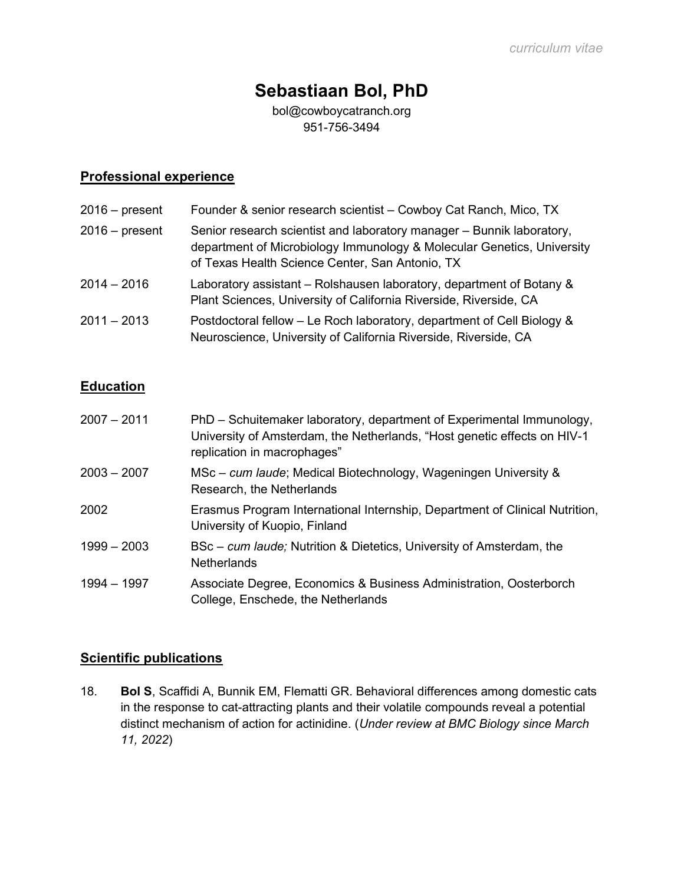*curriculum vitae*

# Sebastiaan Bol, PhD

bol@cowboycatranch.org
951-756-3494

## Professional experience

| | |
|---|---|
| 2016 – present | Founder & senior research scientist – Cowboy Cat Ranch, Mico, TX |
| 2016 – present | Senior research scientist and laboratory manager – Bunnik laboratory, department of Microbiology Immunology & Molecular Genetics, University of Texas Health Science Center, San Antonio, TX |
| 2014 – 2016 | Laboratory assistant – Rolshausen laboratory, department of Botany & Plant Sciences, University of California Riverside, Riverside, CA |
| 2011 – 2013 | Postdoctoral fellow – Le Roch laboratory, department of Cell Biology & Neuroscience, University of California Riverside, Riverside, CA |

## Education

| | |
|---|---|
| 2007 – 2011 | PhD – Schuitemaker laboratory, department of Experimental Immunology, University of Amsterdam, the Netherlands, "Host genetic effects on HIV-1 replication in macrophages" |
| 2003 – 2007 | MSc – *cum laude*; Medical Biotechnology, Wageningen University & Research, the Netherlands |
| 2002 | Erasmus Program International Internship, Department of Clinical Nutrition, University of Kuopio, Finland |
| 1999 – 2003 | BSc – *cum laude;* Nutrition & Dietetics, University of Amsterdam, the Netherlands |
| 1994 – 1997 | Associate Degree, Economics & Business Administration, Oosterborch College, Enschede, the Netherlands |

## Scientific publications

18. **Bol S**, Scaffidi A, Bunnik EM, Flematti GR. Behavioral differences among domestic cats in the response to cat-attracting plants and their volatile compounds reveal a potential distinct mechanism of action for actinidine. (*Under review at BMC Biology since March 11, 2022*)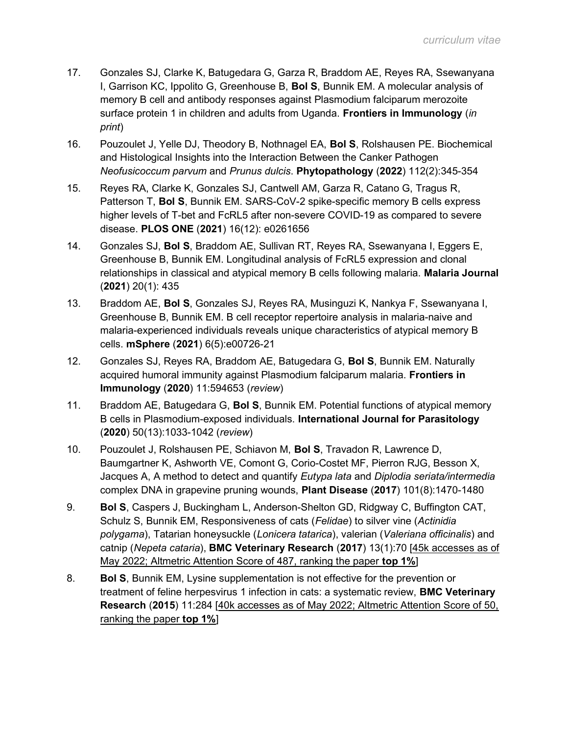17. Gonzales SJ, Clarke K, Batugedara G, Garza R, Braddom AE, Reyes RA, Ssewanyana I, Garrison KC, Ippolito G, Greenhouse B, **Bol S**, Bunnik EM. A molecular analysis of memory B cell and antibody responses against Plasmodium falciparum merozoite surface protein 1 in children and adults from Uganda. **Frontiers in Immunology** (*in print*)

16. Pouzoulet J, Yelle DJ, Theodory B, Nothnagel EA, **Bol S**, Rolshausen PE. Biochemical and Histological Insights into the Interaction Between the Canker Pathogen *Neofusicoccum parvum* and *Prunus dulcis*. **Phytopathology** (**2022**) 112(2):345-354

15. Reyes RA, Clarke K, Gonzales SJ, Cantwell AM, Garza R, Catano G, Tragus R, Patterson T, **Bol S**, Bunnik EM. SARS-CoV-2 spike-specific memory B cells express higher levels of T-bet and FcRL5 after non-severe COVID-19 as compared to severe disease. **PLOS ONE** (**2021**) 16(12): e0261656

14. Gonzales SJ, **Bol S**, Braddom AE, Sullivan RT, Reyes RA, Ssewanyana I, Eggers E, Greenhouse B, Bunnik EM. Longitudinal analysis of FcRL5 expression and clonal relationships in classical and atypical memory B cells following malaria. **Malaria Journal** (**2021**) 20(1): 435

13. Braddom AE, **Bol S**, Gonzales SJ, Reyes RA, Musinguzi K, Nankya F, Ssewanyana I, Greenhouse B, Bunnik EM. B cell receptor repertoire analysis in malaria-naive and malaria-experienced individuals reveals unique characteristics of atypical memory B cells. **mSphere** (**2021**) 6(5):e00726-21

12. Gonzales SJ, Reyes RA, Braddom AE, Batugedara G, **Bol S**, Bunnik EM. Naturally acquired humoral immunity against Plasmodium falciparum malaria. **Frontiers in Immunology** (**2020**) 11:594653 (*review*)

11. Braddom AE, Batugedara G, **Bol S**, Bunnik EM. Potential functions of atypical memory B cells in Plasmodium-exposed individuals. **International Journal for Parasitology** (**2020**) 50(13):1033-1042 (*review*)

10. Pouzoulet J, Rolshausen PE, Schiavon M, **Bol S**, Travadon R, Lawrence D, Baumgartner K, Ashworth VE, Comont G, Corio-Costet MF, Pierron RJG, Besson X, Jacques A, A method to detect and quantify *Eutypa lata* and *Diplodia seriata/intermedia* complex DNA in grapevine pruning wounds, **Plant Disease** (**2017**) 101(8):1470-1480

9. **Bol S**, Caspers J, Buckingham L, Anderson-Shelton GD, Ridgway C, Buffington CAT, Schulz S, Bunnik EM, Responsiveness of cats (*Felidae*) to silver vine (*Actinidia polygama*), Tatarian honeysuckle (*Lonicera tatarica*), valerian (*Valeriana officinalis*) and catnip (*Nepeta cataria*), **BMC Veterinary Research** (**2017**) 13(1):70 [<u>45k accesses as of May 2022; Altmetric Attention Score of 487, ranking the paper **top 1%**</u>]

8. **Bol S**, Bunnik EM, Lysine supplementation is not effective for the prevention or treatment of feline herpesvirus 1 infection in cats: a systematic review, **BMC Veterinary Research** (**2015**) 11:284 [<u>40k accesses as of May 2022; Altmetric Attention Score of 50, ranking the paper **top 1%**</u>]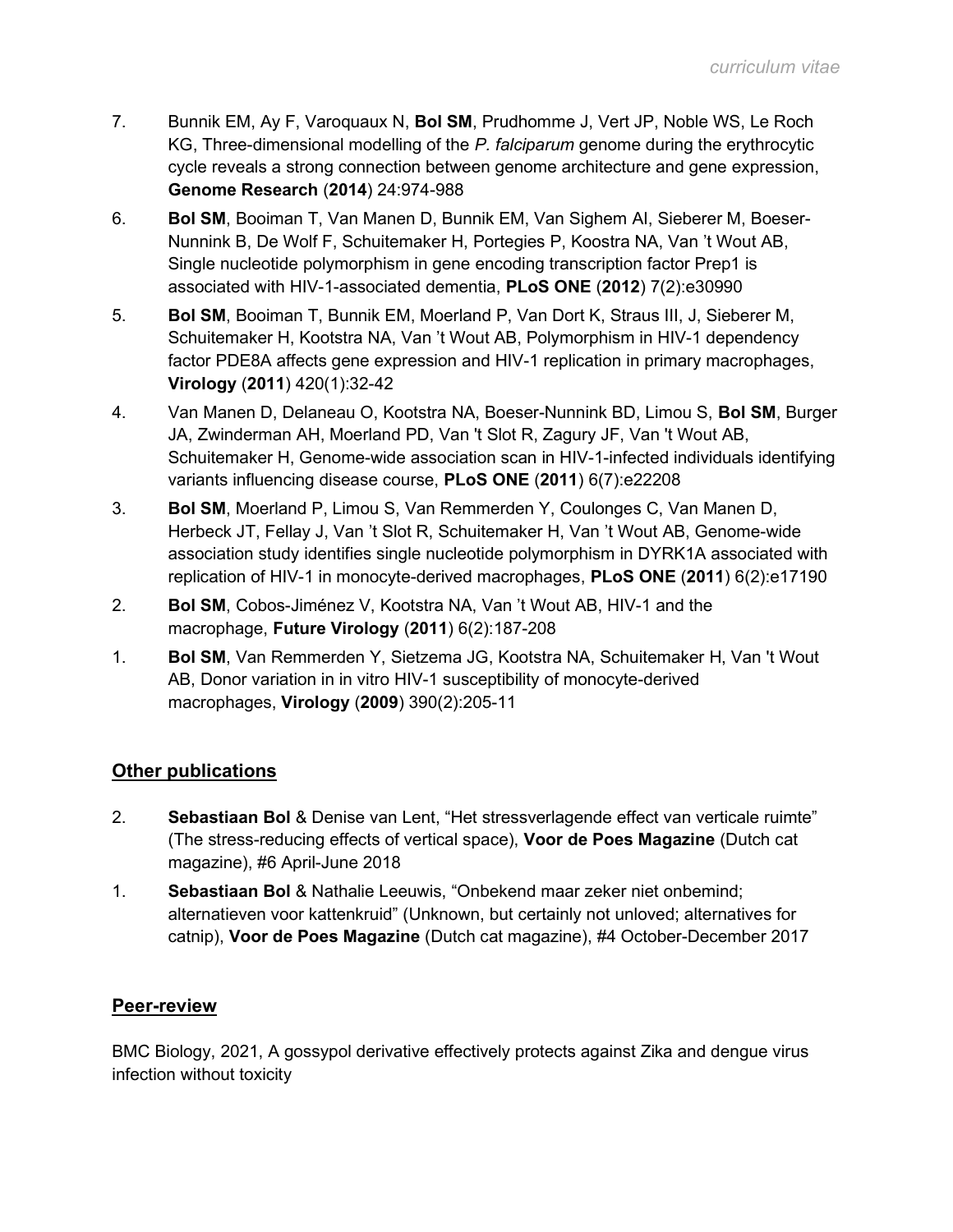7. Bunnik EM, Ay F, Varoquaux N, **Bol SM**, Prudhomme J, Vert JP, Noble WS, Le Roch KG, Three-dimensional modelling of the *P. falciparum* genome during the erythrocytic cycle reveals a strong connection between genome architecture and gene expression, **Genome Research** (**2014**) 24:974-988

6. **Bol SM**, Booiman T, Van Manen D, Bunnik EM, Van Sighem AI, Sieberer M, Boeser-Nunnink B, De Wolf F, Schuitemaker H, Portegies P, Koostra NA, Van 't Wout AB, Single nucleotide polymorphism in gene encoding transcription factor Prep1 is associated with HIV-1-associated dementia, **PLoS ONE** (**2012**) 7(2):e30990

5. **Bol SM**, Booiman T, Bunnik EM, Moerland P, Van Dort K, Straus III, J, Sieberer M, Schuitemaker H, Kootstra NA, Van 't Wout AB, Polymorphism in HIV-1 dependency factor PDE8A affects gene expression and HIV-1 replication in primary macrophages, **Virology** (**2011**) 420(1):32-42

4. Van Manen D, Delaneau O, Kootstra NA, Boeser-Nunnink BD, Limou S, **Bol SM**, Burger JA, Zwinderman AH, Moerland PD, Van 't Slot R, Zagury JF, Van 't Wout AB, Schuitemaker H, Genome-wide association scan in HIV-1-infected individuals identifying variants influencing disease course, **PLoS ONE** (**2011**) 6(7):e22208

3. **Bol SM**, Moerland P, Limou S, Van Remmerden Y, Coulonges C, Van Manen D, Herbeck JT, Fellay J, Van 't Slot R, Schuitemaker H, Van 't Wout AB, Genome-wide association study identifies single nucleotide polymorphism in DYRK1A associated with replication of HIV-1 in monocyte-derived macrophages, **PLoS ONE** (**2011**) 6(2):e17190

2. **Bol SM**, Cobos-Jiménez V, Kootstra NA, Van 't Wout AB, HIV-1 and the macrophage, **Future Virology** (**2011**) 6(2):187-208

1. **Bol SM**, Van Remmerden Y, Sietzema JG, Kootstra NA, Schuitemaker H, Van 't Wout AB, Donor variation in in vitro HIV-1 susceptibility of monocyte-derived macrophages, **Virology** (**2009**) 390(2):205-11

## Other publications

2. **Sebastiaan Bol** & Denise van Lent, "Het stressverlagende effect van verticale ruimte" (The stress-reducing effects of vertical space), **Voor de Poes Magazine** (Dutch cat magazine), #6 April-June 2018

1. **Sebastiaan Bol** & Nathalie Leeuwis, "Onbekend maar zeker niet onbemind; alternatieven voor kattenkruid" (Unknown, but certainly not unloved; alternatives for catnip), **Voor de Poes Magazine** (Dutch cat magazine), #4 October-December 2017

## Peer-review

BMC Biology, 2021, A gossypol derivative effectively protects against Zika and dengue virus infection without toxicity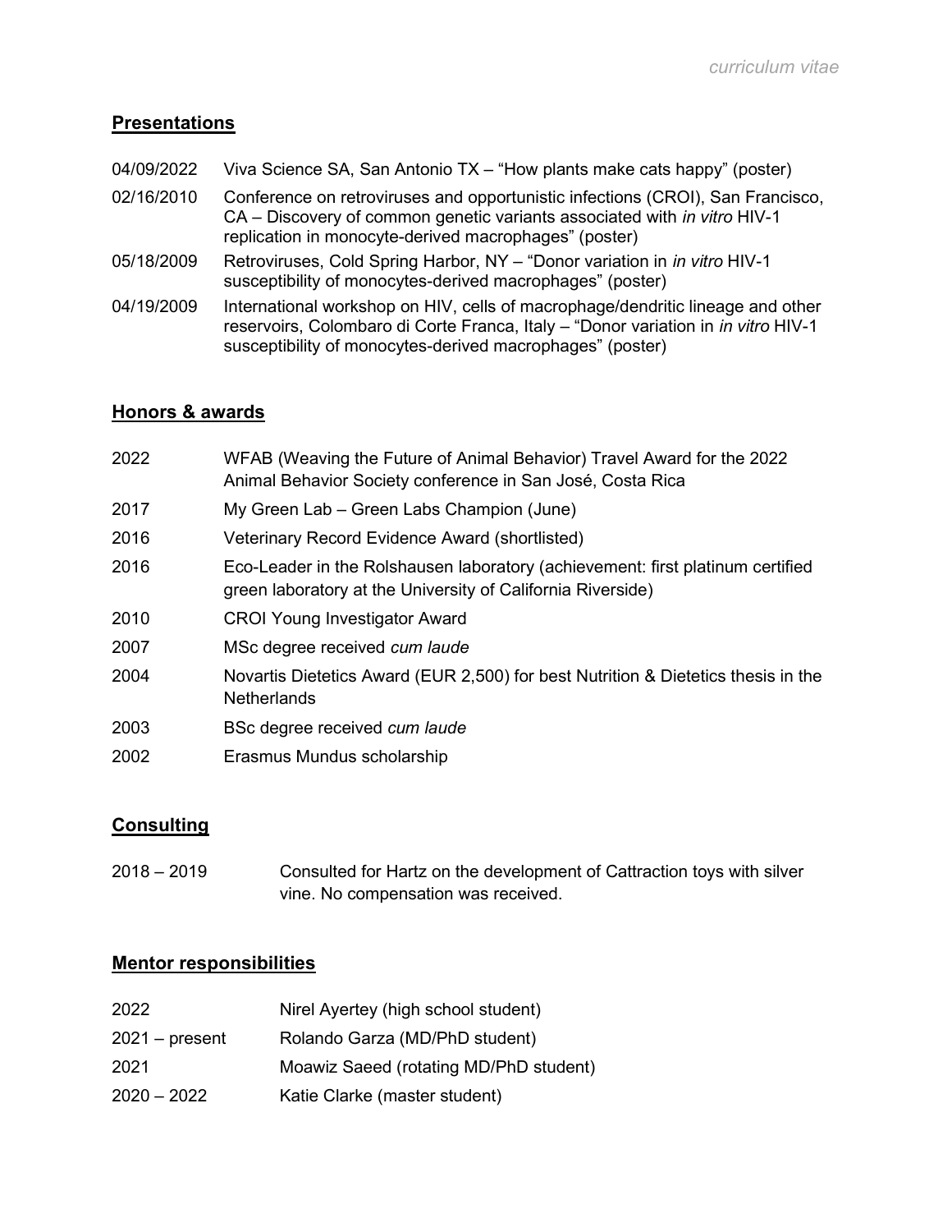## Presentations

| | |
|---|---|
| 04/09/2022 | Viva Science SA, San Antonio TX – "How plants make cats happy" (poster) |
| 02/16/2010 | Conference on retroviruses and opportunistic infections (CROI), San Francisco, CA – Discovery of common genetic variants associated with *in vitro* HIV-1 replication in monocyte-derived macrophages" (poster) |
| 05/18/2009 | Retroviruses, Cold Spring Harbor, NY – "Donor variation in *in vitro* HIV-1 susceptibility of monocytes-derived macrophages" (poster) |
| 04/19/2009 | International workshop on HIV, cells of macrophage/dendritic lineage and other reservoirs, Colombaro di Corte Franca, Italy – "Donor variation in *in vitro* HIV-1 susceptibility of monocytes-derived macrophages" (poster) |

## Honors & awards

| | |
|---|---|
| 2022 | WFAB (Weaving the Future of Animal Behavior) Travel Award for the 2022 Animal Behavior Society conference in San José, Costa Rica |
| 2017 | My Green Lab – Green Labs Champion (June) |
| 2016 | Veterinary Record Evidence Award (shortlisted) |
| 2016 | Eco-Leader in the Rolshausen laboratory (achievement: first platinum certified green laboratory at the University of California Riverside) |
| 2010 | CROI Young Investigator Award |
| 2007 | MSc degree received *cum laude* |
| 2004 | Novartis Dietetics Award (EUR 2,500) for best Nutrition & Dietetics thesis in the Netherlands |
| 2003 | BSc degree received *cum laude* |
| 2002 | Erasmus Mundus scholarship |

## Consulting

| | |
|---|---|
| 2018 – 2019 | Consulted for Hartz on the development of Cattraction toys with silver vine. No compensation was received. |

## Mentor responsibilities

| | |
|---|---|
| 2022 | Nirel Ayertey (high school student) |
| 2021 – present | Rolando Garza (MD/PhD student) |
| 2021 | Moawiz Saeed (rotating MD/PhD student) |
| 2020 – 2022 | Katie Clarke (master student) |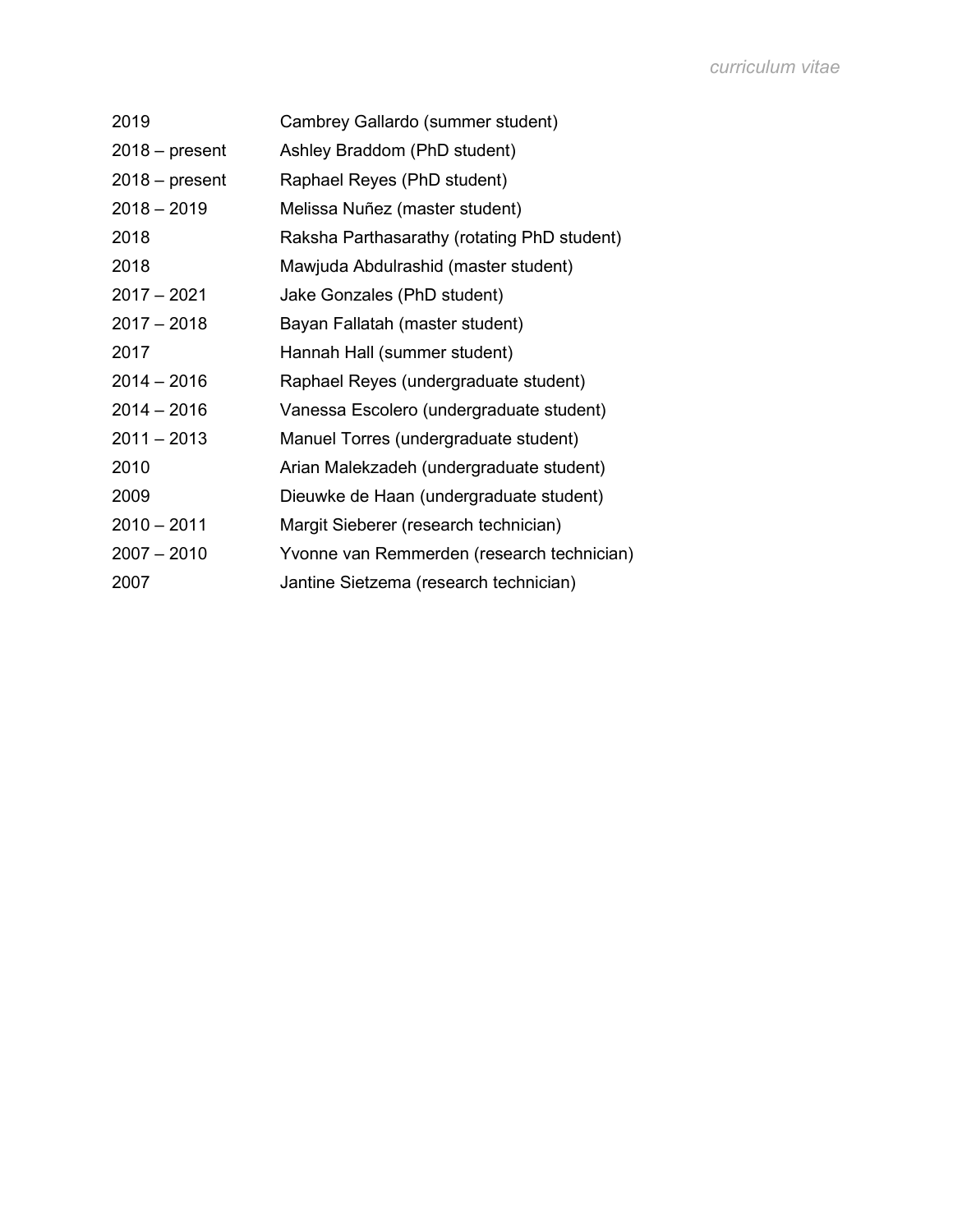| | |
|---|---|
| 2019 | Cambrey Gallardo (summer student) |
| 2018 – present | Ashley Braddom (PhD student) |
| 2018 – present | Raphael Reyes (PhD student) |
| 2018 – 2019 | Melissa Nuñez (master student) |
| 2018 | Raksha Parthasarathy (rotating PhD student) |
| 2018 | Mawjuda Abdulrashid (master student) |
| 2017 – 2021 | Jake Gonzales (PhD student) |
| 2017 – 2018 | Bayan Fallatah (master student) |
| 2017 | Hannah Hall (summer student) |
| 2014 – 2016 | Raphael Reyes (undergraduate student) |
| 2014 – 2016 | Vanessa Escolero (undergraduate student) |
| 2011 – 2013 | Manuel Torres (undergraduate student) |
| 2010 | Arian Malekzadeh (undergraduate student) |
| 2009 | Dieuwke de Haan (undergraduate student) |
| 2010 – 2011 | Margit Sieberer (research technician) |
| 2007 – 2010 | Yvonne van Remmerden (research technician) |
| 2007 | Jantine Sietzema (research technician) |